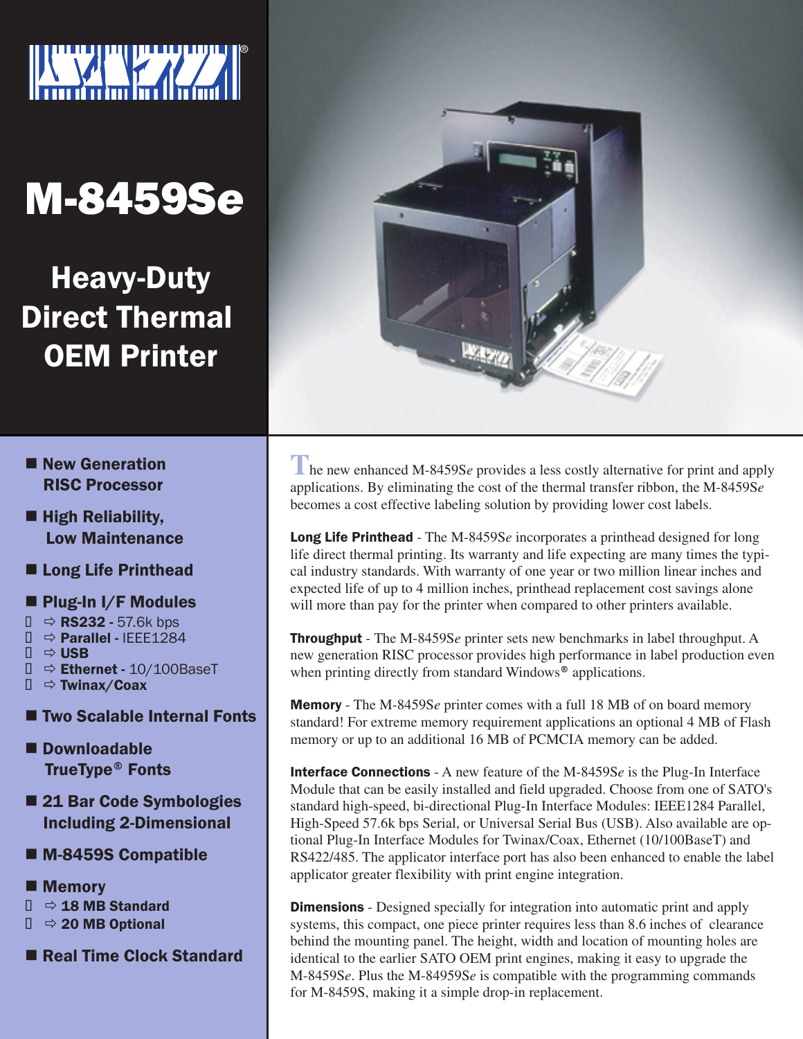# M-8459Se

## Heavy-Duty Direct Thermal OEM Printer

- **New Generation RISC Processor**
- **High Reliability, Low Maintenance**
- **Long Life Printhead**
- **Plug-In I/F Modules**
  - ⇨ **RS232 -** 57.6k bps
  - ⇨ **Parallel -** IEEE1284
  - ⇨ **USB**
  - ⇨ **Ethernet -** 10/100BaseT
  - ⇨ **Twinax/Coax**
- **Two Scalable Internal Fonts**
- **Downloadable TrueType® Fonts**
- **21 Bar Code Symbologies Including 2-Dimensional**
- **M-8459S Compatible**
- **Memory**
  - ⇨ **18 MB Standard**
  - ⇨ **20 MB Optional**
- **Real Time Clock Standard**

The new enhanced M-8459S*e* provides a less costly alternative for print and apply applications. By eliminating the cost of the thermal transfer ribbon, the M-8459S*e* becomes a cost effective labeling solution by providing lower cost labels.

**Long Life Printhead** - The M-8459S*e* incorporates a printhead designed for long life direct thermal printing. Its warranty and life expecting are many times the typical industry standards. With warranty of one year or two million linear inches and expected life of up to 4 million inches, printhead replacement cost savings alone will more than pay for the printer when compared to other printers available.

**Throughput** - The M-8459S*e* printer sets new benchmarks in label throughput. A new generation RISC processor provides high performance in label production even when printing directly from standard Windows® applications.

**Memory** - The M-8459S*e* printer comes with a full 18 MB of on board memory standard! For extreme memory requirement applications an optional 4 MB of Flash memory or up to an additional 16 MB of PCMCIA memory can be added.

**Interface Connections** - A new feature of the M-8459S*e* is the Plug-In Interface Module that can be easily installed and field upgraded. Choose from one of SATO's standard high-speed, bi-directional Plug-In Interface Modules: IEEE1284 Parallel, High-Speed 57.6k bps Serial, or Universal Serial Bus (USB). Also available are optional Plug-In Interface Modules for Twinax/Coax, Ethernet (10/100BaseT) and RS422/485. The applicator interface port has also been enhanced to enable the label applicator greater flexibility with print engine integration.

**Dimensions** - Designed specially for integration into automatic print and apply systems, this compact, one piece printer requires less than 8.6 inches of clearance behind the mounting panel. The height, width and location of mounting holes are identical to the earlier SATO OEM print engines, making it easy to upgrade the M-8459S*e*. Plus the M-84959S*e* is compatible with the programming commands for M-8459S, making it a simple drop-in replacement.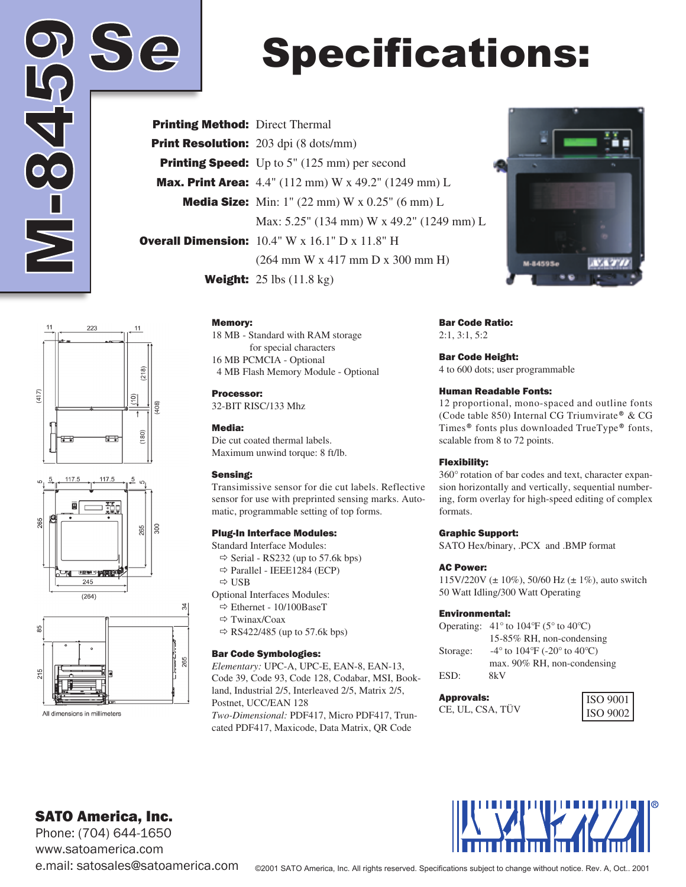# M-8459Se Specifications:

| | |
|---|---|
| **Printing Method:** | Direct Thermal |
| **Print Resolution:** | 203 dpi (8 dots/mm) |
| **Printing Speed:** | Up to 5" (125 mm) per second |
| **Max. Print Area:** | 4.4" (112 mm) W x 49.2" (1249 mm) L |
| **Media Size:** | Min: 1" (22 mm) W x 0.25" (6 mm) L |
| | Max: 5.25" (134 mm) W x 49.2" (1249 mm) L |
| **Overall Dimension:** | 10.4" W x 16.1" D x 11.8" H |
| | (264 mm W x 417 mm D x 300 mm H) |
| **Weight:** | 25 lbs (11.8 kg) |

11
223
11
(417)
(218)
(10)
(408)
(180)
5
5
117.5
117.5
5
5
265
265
300
245
(264)
34
85
215
265

All dimensions in millimeters

**Memory:**
18 MB - Standard with RAM storage for special characters
16 MB PCMCIA - Optional
4 MB Flash Memory Module - Optional

**Processor:**
32-BIT RISC/133 Mhz

**Media:**
Die cut coated thermal labels.
Maximum unwind torque: 8 ft/lb.

**Sensing:**
Transimissive sensor for die cut labels. Reflective sensor for use with preprinted sensing marks. Automatic, programmable setting of top forms.

**Plug-In Interface Modules:**
Standard Interface Modules:
- ⇨ Serial - RS232 (up to 57.6k bps)
- ⇨ Parallel - IEEE1284 (ECP)
- ⇨ USB

Optional Interfaces Modules:
- ⇨ Ethernet - 10/100BaseT
- ⇨ Twinax/Coax
- ⇨ RS422/485 (up to 57.6k bps)

**Bar Code Symbologies:**
*Elementary:* UPC-A, UPC-E, EAN-8, EAN-13, Code 39, Code 93, Code 128, Codabar, MSI, Bookland, Industrial 2/5, Interleaved 2/5, Matrix 2/5, Postnet, UCC/EAN 128
*Two-Dimensional:* PDF417, Micro PDF417, Truncated PDF417, Maxicode, Data Matrix, QR Code

**Bar Code Ratio:**
2:1, 3:1, 5:2

**Bar Code Height:**
4 to 600 dots; user programmable

**Human Readable Fonts:**
12 proportional, mono-spaced and outline fonts (Code table 850) Internal CG Triumvirate® & CG Times® fonts plus downloaded TrueType® fonts, scalable from 8 to 72 points.

**Flexibility:**
360° rotation of bar codes and text, character expansion horizontally and vertically, sequential numbering, form overlay for high-speed editing of complex formats.

**Graphic Support:**
SATO Hex/binary, .PCX and .BMP format

**AC Power:**
115V/220V (± 10%), 50/60 Hz (± 1%), auto switch
50 Watt Idling/300 Watt Operating

**Environmental:**

| | |
|---|---|
| Operating: | 41° to 104°F (5° to 40°C) |
| | 15-85% RH, non-condensing |
| Storage: | -4° to 104°F (-20° to 40°C) |
| | max. 90% RH, non-condensing |
| ESD: | 8kV |

**Approvals:**
CE, UL, CSA, TÜV

ISO 9001
ISO 9002

**SATO America, Inc.**
Phone: (704) 644-1650
www.satoamerica.com
e.mail: satosales@satoamerica.com

©2001 SATO America, Inc. All rights reserved. Specifications subject to change without notice. Rev. A, Oct.. 2001